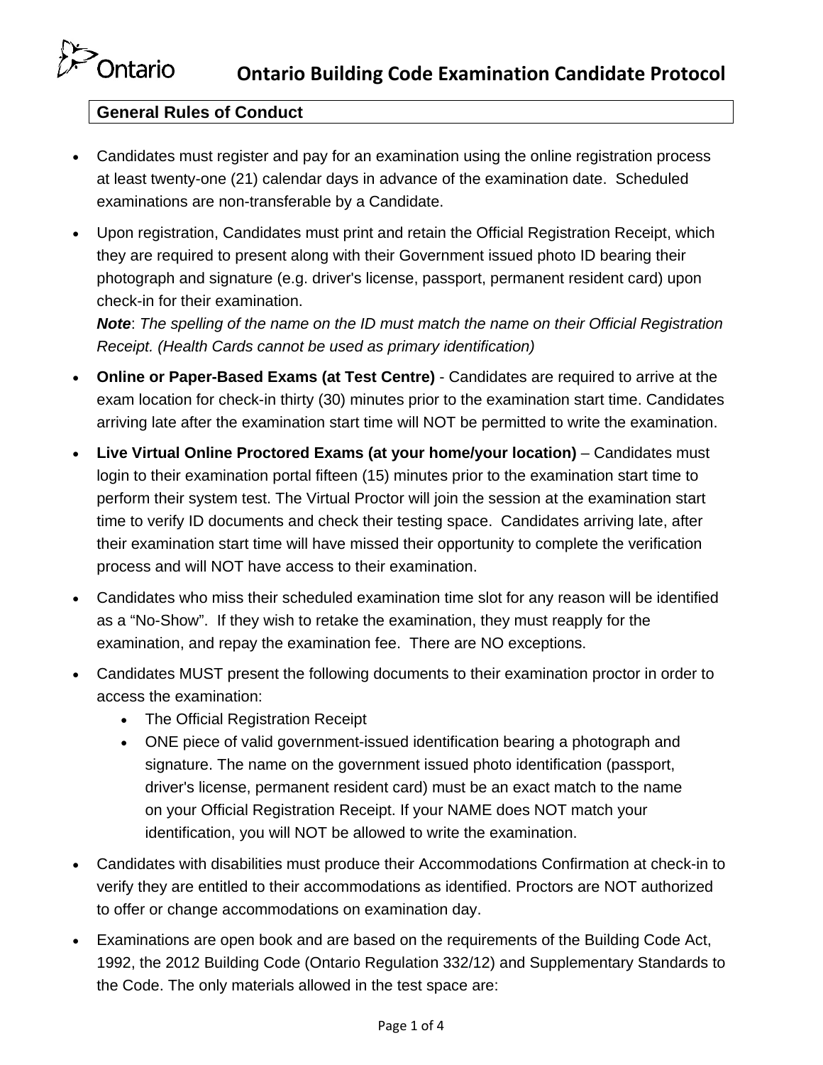# Ontario Building Code Examination Candidate Protocol

## General Rules of Conduct

- Candidates must register and pay for an examination using the online registration process at least twenty-one (21) calendar days in advance of the examination date. Scheduled examinations are non-transferable by a Candidate.
- Upon registration, Candidates must print and retain the Official Registration Receipt, which they are required to present along with their Government issued photo ID bearing their photograph and signature (e.g. driver's license, passport, permanent resident card) upon check-in for their examination.
  ***Note***: *The spelling of the name on the ID must match the name on their Official Registration Receipt. (Health Cards cannot be used as primary identification)*
- **Online or Paper-Based Exams (at Test Centre)** - Candidates are required to arrive at the exam location for check-in thirty (30) minutes prior to the examination start time. Candidates arriving late after the examination start time will NOT be permitted to write the examination.
- **Live Virtual Online Proctored Exams (at your home/your location)** – Candidates must login to their examination portal fifteen (15) minutes prior to the examination start time to perform their system test. The Virtual Proctor will join the session at the examination start time to verify ID documents and check their testing space. Candidates arriving late, after their examination start time will have missed their opportunity to complete the verification process and will NOT have access to their examination.
- Candidates who miss their scheduled examination time slot for any reason will be identified as a "No-Show". If they wish to retake the examination, they must reapply for the examination, and repay the examination fee. There are NO exceptions.
- Candidates MUST present the following documents to their examination proctor in order to access the examination:
  - The Official Registration Receipt
  - ONE piece of valid government-issued identification bearing a photograph and signature. The name on the government issued photo identification (passport, driver's license, permanent resident card) must be an exact match to the name on your Official Registration Receipt. If your NAME does NOT match your identification, you will NOT be allowed to write the examination.
- Candidates with disabilities must produce their Accommodations Confirmation at check-in to verify they are entitled to their accommodations as identified. Proctors are NOT authorized to offer or change accommodations on examination day.
- Examinations are open book and are based on the requirements of the Building Code Act, 1992, the 2012 Building Code (Ontario Regulation 332/12) and Supplementary Standards to the Code. The only materials allowed in the test space are: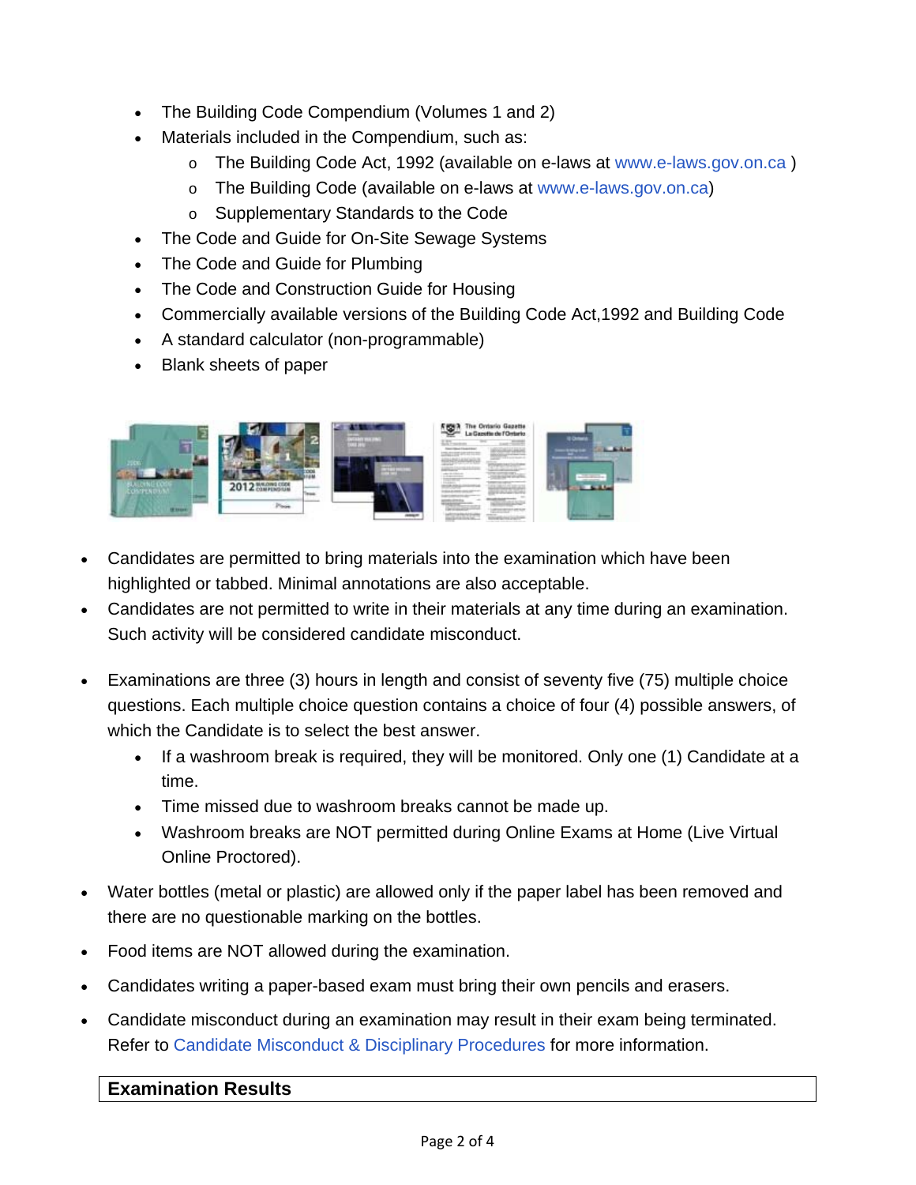- The Building Code Compendium (Volumes 1 and 2)
- Materials included in the Compendium, such as:
  - The Building Code Act, 1992 (available on e-laws at www.e-laws.gov.on.ca )
  - The Building Code (available on e-laws at www.e-laws.gov.on.ca)
  - Supplementary Standards to the Code
- The Code and Guide for On-Site Sewage Systems
- The Code and Guide for Plumbing
- The Code and Construction Guide for Housing
- Commercially available versions of the Building Code Act,1992 and Building Code
- A standard calculator (non-programmable)
- Blank sheets of paper

- Candidates are permitted to bring materials into the examination which have been highlighted or tabbed. Minimal annotations are also acceptable.
- Candidates are not permitted to write in their materials at any time during an examination. Such activity will be considered candidate misconduct.

- Examinations are three (3) hours in length and consist of seventy five (75) multiple choice questions. Each multiple choice question contains a choice of four (4) possible answers, of which the Candidate is to select the best answer.
  - If a washroom break is required, they will be monitored. Only one (1) Candidate at a time.
  - Time missed due to washroom breaks cannot be made up.
  - Washroom breaks are NOT permitted during Online Exams at Home (Live Virtual Online Proctored).

- Water bottles (metal or plastic) are allowed only if the paper label has been removed and there are no questionable marking on the bottles.

- Food items are NOT allowed during the examination.

- Candidates writing a paper-based exam must bring their own pencils and erasers.

- Candidate misconduct during an examination may result in their exam being terminated. Refer to Candidate Misconduct & Disciplinary Procedures for more information.

## Examination Results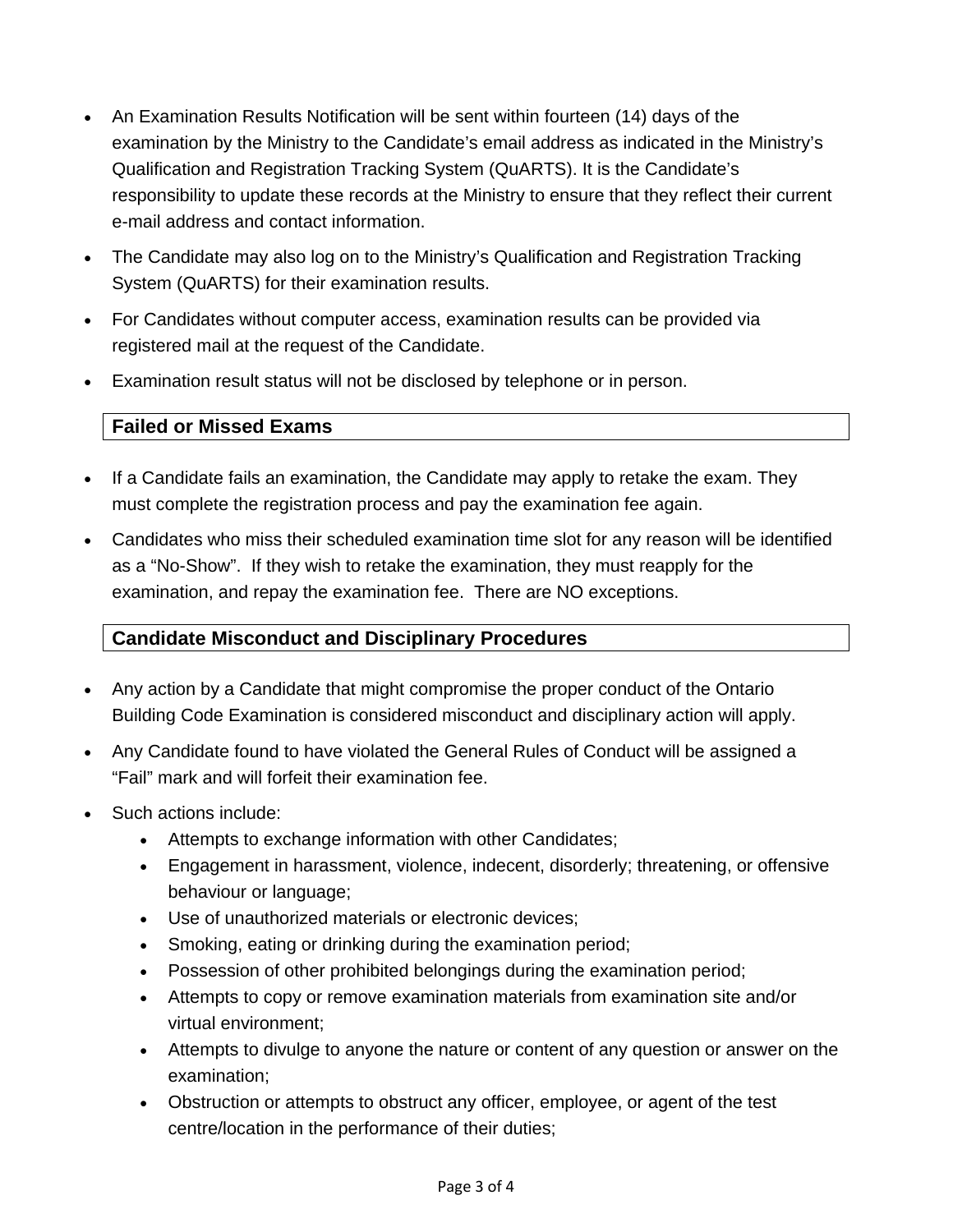- An Examination Results Notification will be sent within fourteen (14) days of the examination by the Ministry to the Candidate's email address as indicated in the Ministry's Qualification and Registration Tracking System (QuARTS). It is the Candidate's responsibility to update these records at the Ministry to ensure that they reflect their current e-mail address and contact information.
- The Candidate may also log on to the Ministry's Qualification and Registration Tracking System (QuARTS) for their examination results.
- For Candidates without computer access, examination results can be provided via registered mail at the request of the Candidate.
- Examination result status will not be disclosed by telephone or in person.

## Failed or Missed Exams

- If a Candidate fails an examination, the Candidate may apply to retake the exam. They must complete the registration process and pay the examination fee again.
- Candidates who miss their scheduled examination time slot for any reason will be identified as a "No-Show". If they wish to retake the examination, they must reapply for the examination, and repay the examination fee. There are NO exceptions.

## Candidate Misconduct and Disciplinary Procedures

- Any action by a Candidate that might compromise the proper conduct of the Ontario Building Code Examination is considered misconduct and disciplinary action will apply.
- Any Candidate found to have violated the General Rules of Conduct will be assigned a "Fail" mark and will forfeit their examination fee.
- Such actions include:
  - Attempts to exchange information with other Candidates;
  - Engagement in harassment, violence, indecent, disorderly; threatening, or offensive behaviour or language;
  - Use of unauthorized materials or electronic devices;
  - Smoking, eating or drinking during the examination period;
  - Possession of other prohibited belongings during the examination period;
  - Attempts to copy or remove examination materials from examination site and/or virtual environment;
  - Attempts to divulge to anyone the nature or content of any question or answer on the examination;
  - Obstruction or attempts to obstruct any officer, employee, or agent of the test centre/location in the performance of their duties;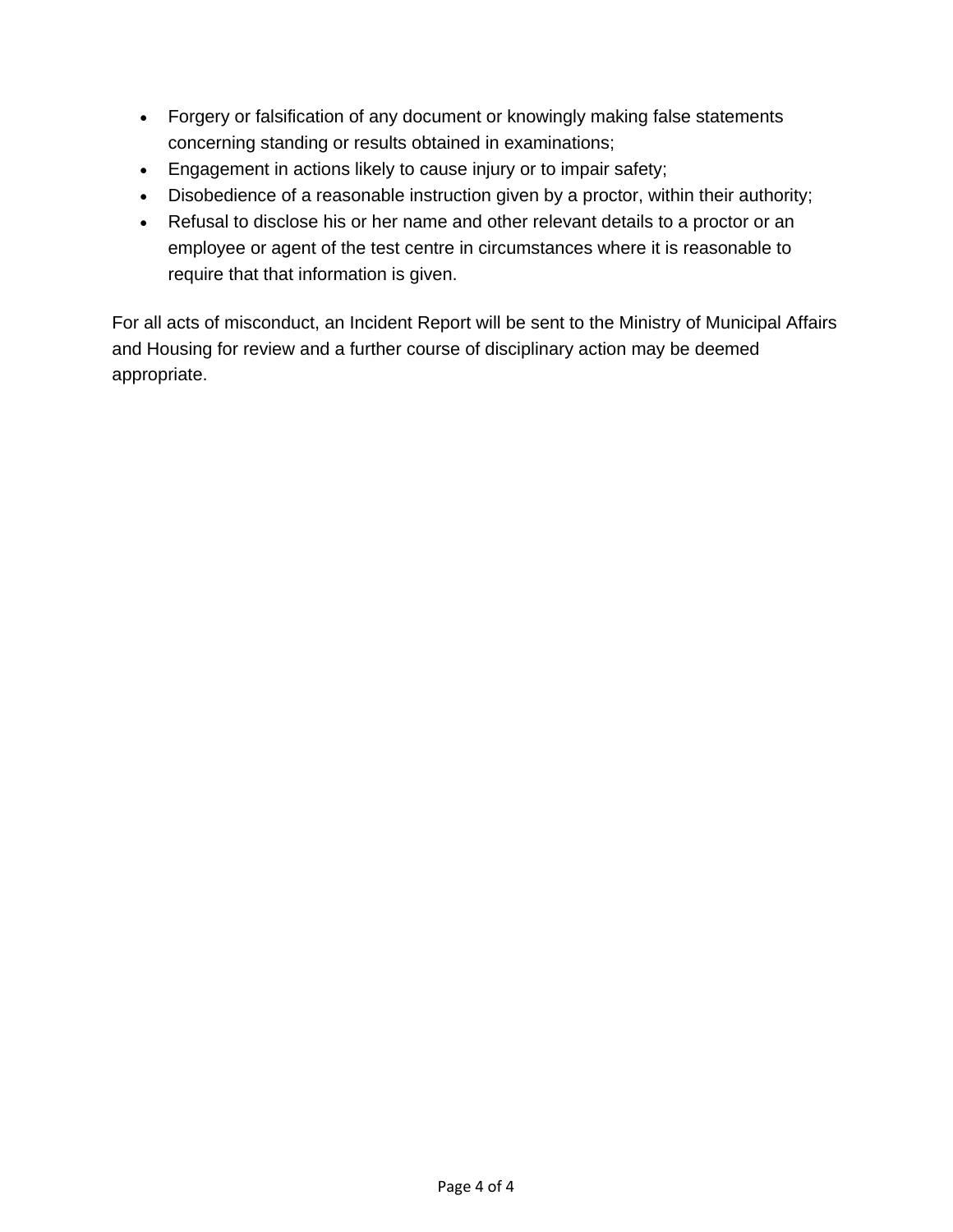- Forgery or falsification of any document or knowingly making false statements concerning standing or results obtained in examinations;
- Engagement in actions likely to cause injury or to impair safety;
- Disobedience of a reasonable instruction given by a proctor, within their authority;
- Refusal to disclose his or her name and other relevant details to a proctor or an employee or agent of the test centre in circumstances where it is reasonable to require that that information is given.

For all acts of misconduct, an Incident Report will be sent to the Ministry of Municipal Affairs and Housing for review and a further course of disciplinary action may be deemed appropriate.